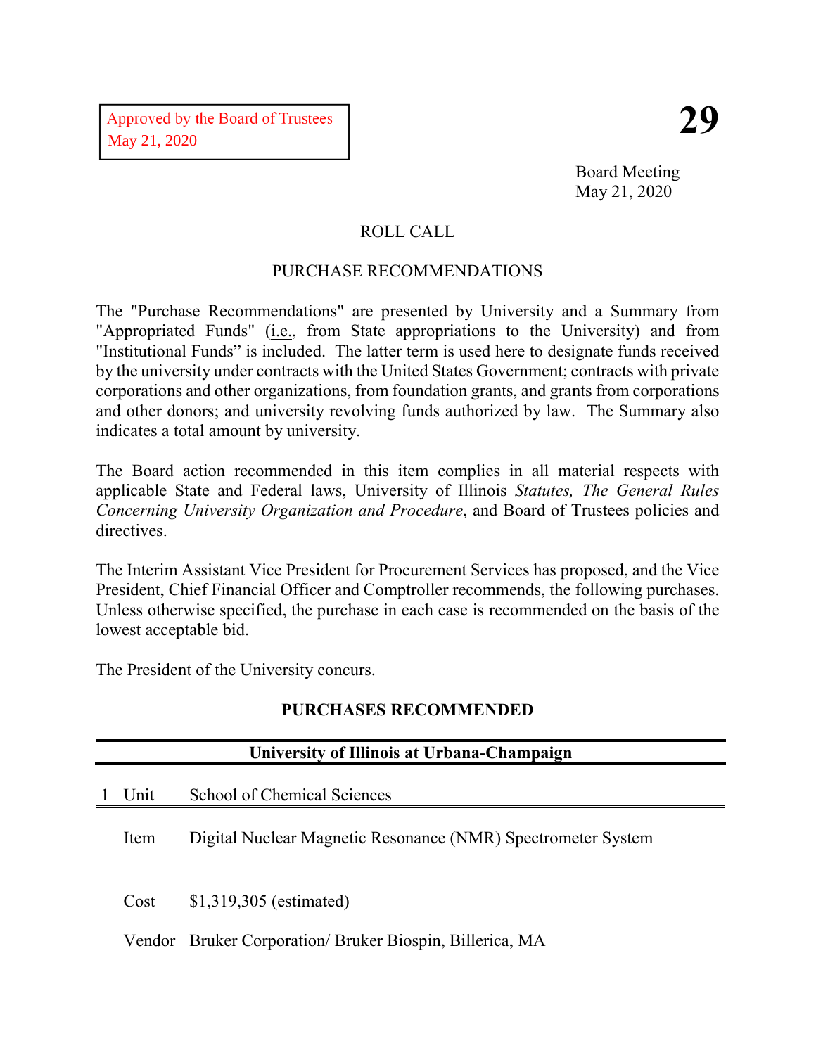Approved by the Board of Trustees
May 21, 2020

**29**

Board Meeting
May 21, 2020

ROLL CALL

PURCHASE RECOMMENDATIONS

The "Purchase Recommendations" are presented by University and a Summary from "Appropriated Funds" (i.e., from State appropriations to the University) and from "Institutional Funds" is included. The latter term is used here to designate funds received by the university under contracts with the United States Government; contracts with private corporations and other organizations, from foundation grants, and grants from corporations and other donors; and university revolving funds authorized by law. The Summary also indicates a total amount by university.

The Board action recommended in this item complies in all material respects with applicable State and Federal laws, University of Illinois *Statutes, The General Rules Concerning University Organization and Procedure*, and Board of Trustees policies and directives.

The Interim Assistant Vice President for Procurement Services has proposed, and the Vice President, Chief Financial Officer and Comptroller recommends, the following purchases. Unless otherwise specified, the purchase in each case is recommended on the basis of the lowest acceptable bid.

The President of the University concurs.

## PURCHASES RECOMMENDED

### University of Illinois at Urbana-Champaign

| 1 | Unit | School of Chemical Sciences |
|---|---|---|
| | Item | Digital Nuclear Magnetic Resonance (NMR) Spectrometer System |
| | Cost | $1,319,305 (estimated) |
| | Vendor | Bruker Corporation/ Bruker Biospin, Billerica, MA |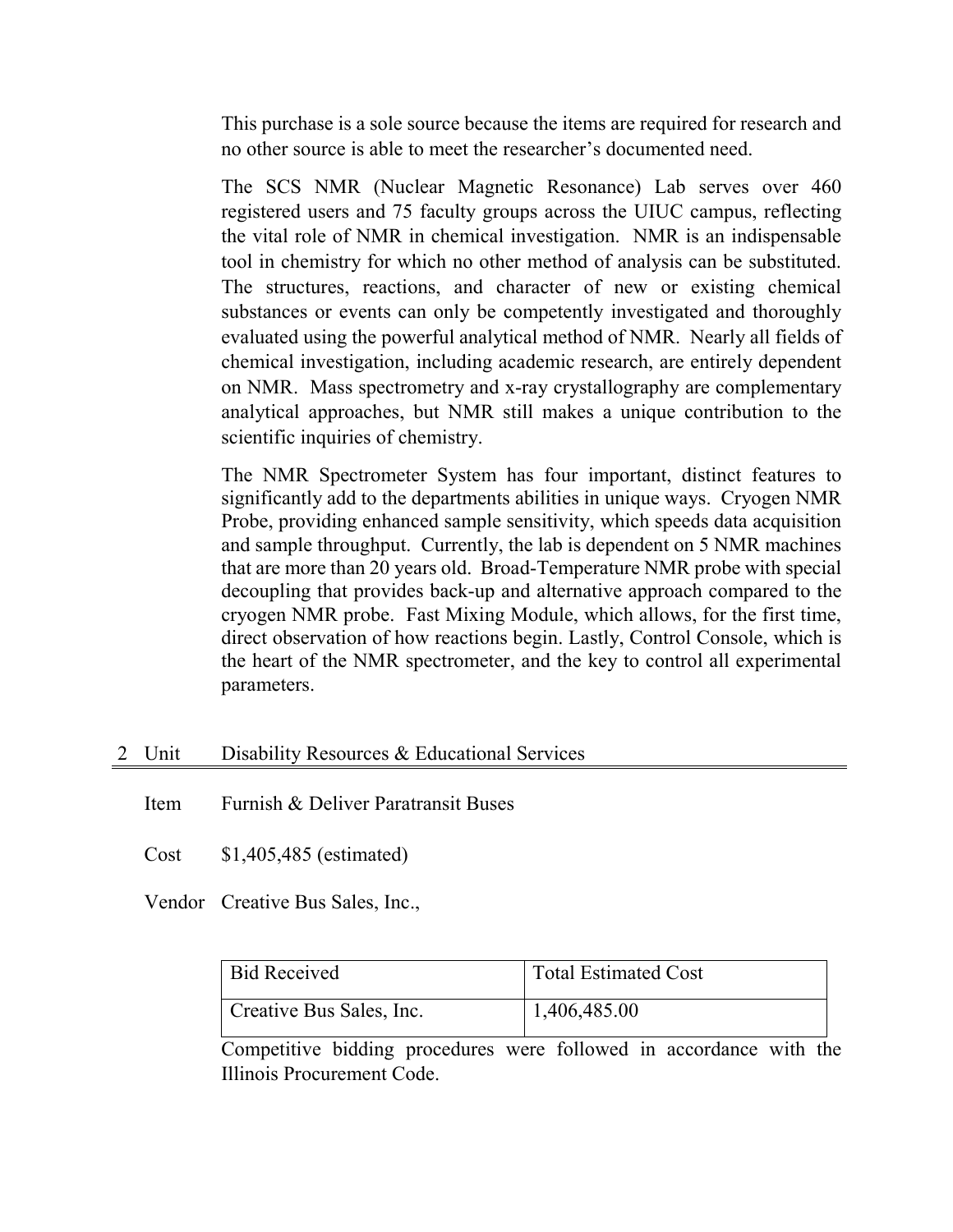This purchase is a sole source because the items are required for research and no other source is able to meet the researcher's documented need.

The SCS NMR (Nuclear Magnetic Resonance) Lab serves over 460 registered users and 75 faculty groups across the UIUC campus, reflecting the vital role of NMR in chemical investigation. NMR is an indispensable tool in chemistry for which no other method of analysis can be substituted. The structures, reactions, and character of new or existing chemical substances or events can only be competently investigated and thoroughly evaluated using the powerful analytical method of NMR. Nearly all fields of chemical investigation, including academic research, are entirely dependent on NMR. Mass spectrometry and x-ray crystallography are complementary analytical approaches, but NMR still makes a unique contribution to the scientific inquiries of chemistry.

The NMR Spectrometer System has four important, distinct features to significantly add to the departments abilities in unique ways. Cryogen NMR Probe, providing enhanced sample sensitivity, which speeds data acquisition and sample throughput. Currently, the lab is dependent on 5 NMR machines that are more than 20 years old. Broad-Temperature NMR probe with special decoupling that provides back-up and alternative approach compared to the cryogen NMR probe. Fast Mixing Module, which allows, for the first time, direct observation of how reactions begin. Lastly, Control Console, which is the heart of the NMR spectrometer, and the key to control all experimental parameters.

## 2 Unit Disability Resources & Educational Services

Item Furnish & Deliver Paratransit Buses

Cost $1,405,485 (estimated)

Vendor Creative Bus Sales, Inc.,

| Bid Received | Total Estimated Cost |
|---|---|
| Creative Bus Sales, Inc. | 1,406,485.00 |

Competitive bidding procedures were followed in accordance with the Illinois Procurement Code.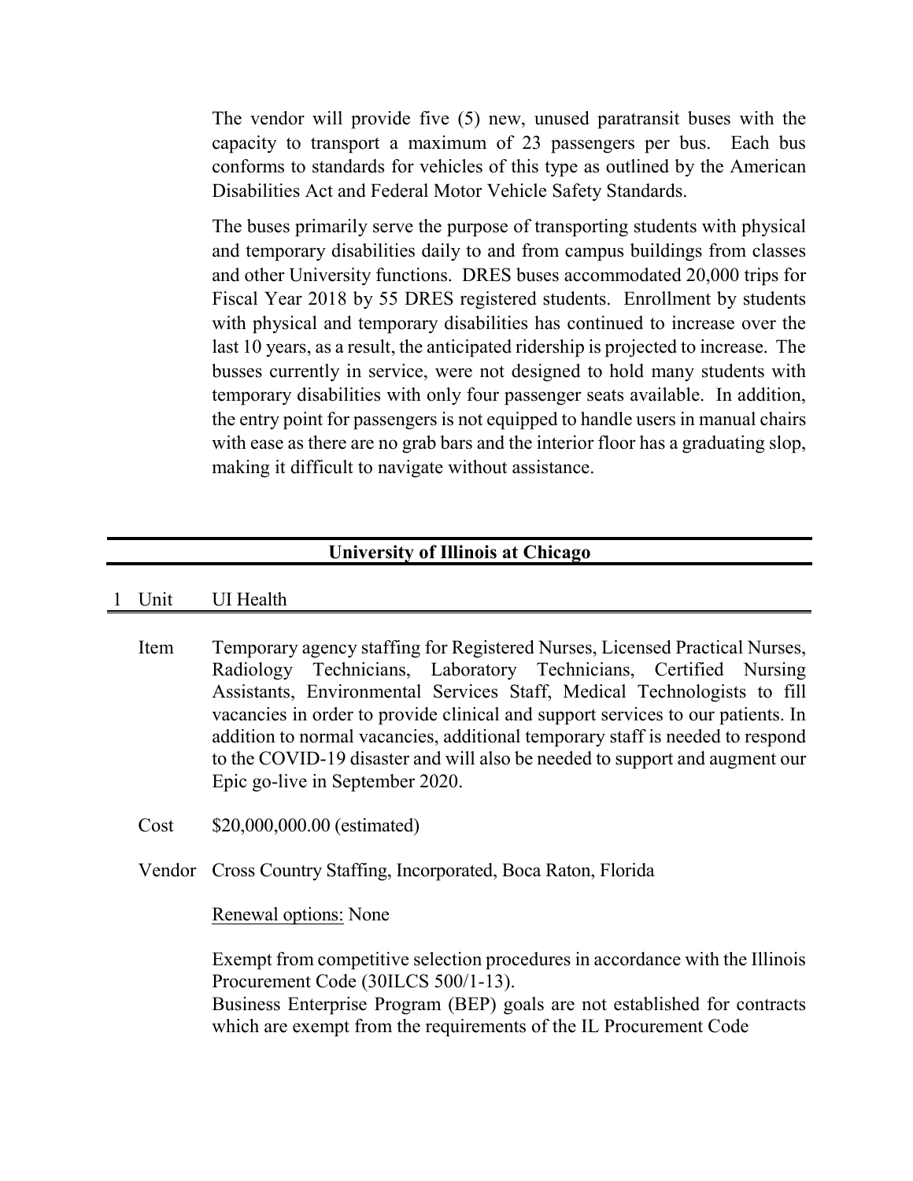The vendor will provide five (5) new, unused paratransit buses with the capacity to transport a maximum of 23 passengers per bus. Each bus conforms to standards for vehicles of this type as outlined by the American Disabilities Act and Federal Motor Vehicle Safety Standards.

The buses primarily serve the purpose of transporting students with physical and temporary disabilities daily to and from campus buildings from classes and other University functions. DRES buses accommodated 20,000 trips for Fiscal Year 2018 by 55 DRES registered students. Enrollment by students with physical and temporary disabilities has continued to increase over the last 10 years, as a result, the anticipated ridership is projected to increase. The busses currently in service, were not designed to hold many students with temporary disabilities with only four passenger seats available. In addition, the entry point for passengers is not equipped to handle users in manual chairs with ease as there are no grab bars and the interior floor has a graduating slop, making it difficult to navigate without assistance.

## University of Illinois at Chicago

1 Unit UI Health

Item Temporary agency staffing for Registered Nurses, Licensed Practical Nurses, Radiology Technicians, Laboratory Technicians, Certified Nursing Assistants, Environmental Services Staff, Medical Technologists to fill vacancies in order to provide clinical and support services to our patients. In addition to normal vacancies, additional temporary staff is needed to respond to the COVID-19 disaster and will also be needed to support and augment our Epic go-live in September 2020.

Cost $20,000,000.00 (estimated)

Vendor Cross Country Staffing, Incorporated, Boca Raton, Florida

Renewal options: None

Exempt from competitive selection procedures in accordance with the Illinois Procurement Code (30ILCS 500/1-13).
Business Enterprise Program (BEP) goals are not established for contracts which are exempt from the requirements of the IL Procurement Code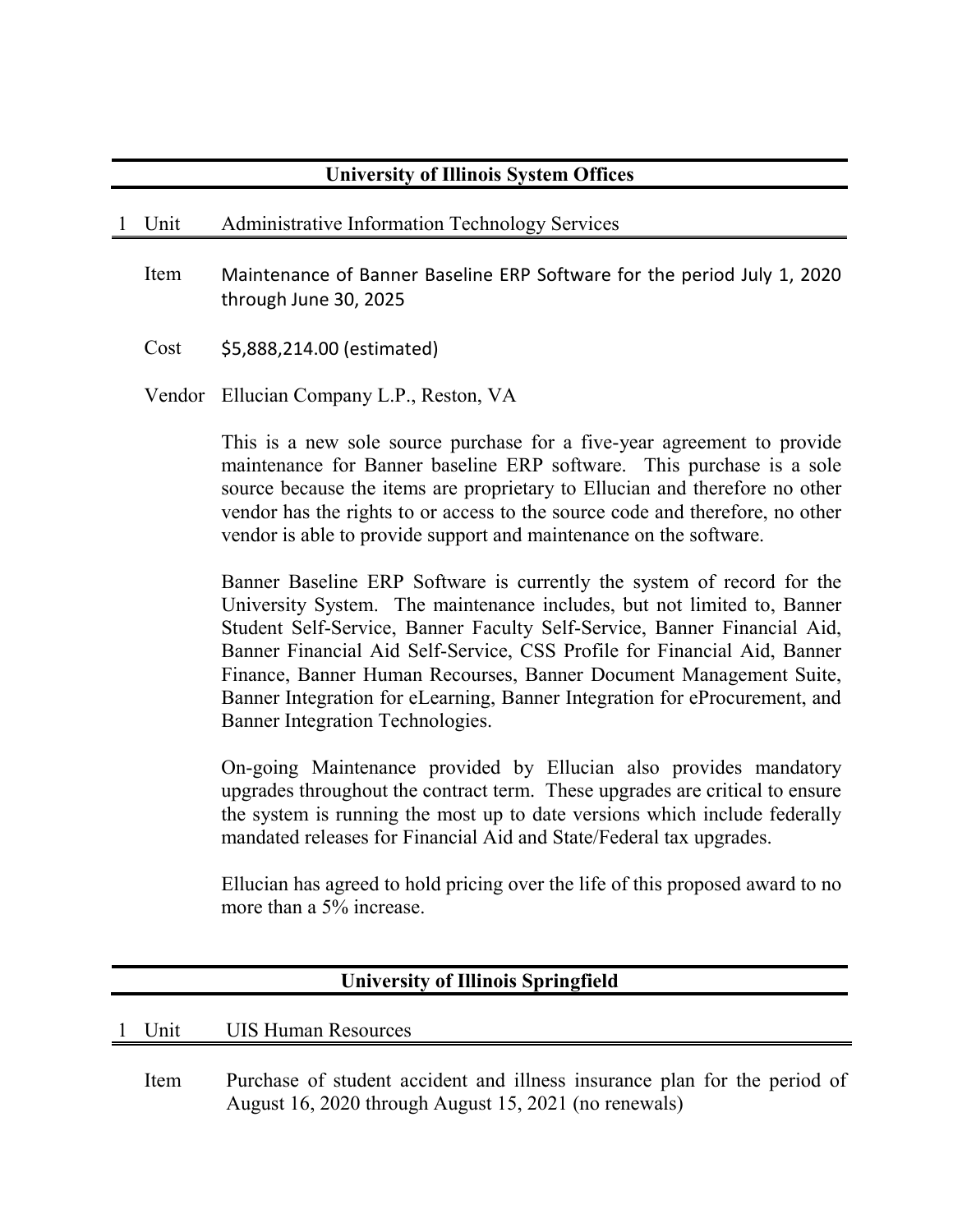## University of Illinois System Offices

1 Unit Administrative Information Technology Services

Item Maintenance of Banner Baseline ERP Software for the period July 1, 2020 through June 30, 2025

Cost $5,888,214.00 (estimated)

Vendor Ellucian Company L.P., Reston, VA

This is a new sole source purchase for a five-year agreement to provide maintenance for Banner baseline ERP software. This purchase is a sole source because the items are proprietary to Ellucian and therefore no other vendor has the rights to or access to the source code and therefore, no other vendor is able to provide support and maintenance on the software.

Banner Baseline ERP Software is currently the system of record for the University System. The maintenance includes, but not limited to, Banner Student Self-Service, Banner Faculty Self-Service, Banner Financial Aid, Banner Financial Aid Self-Service, CSS Profile for Financial Aid, Banner Finance, Banner Human Recourses, Banner Document Management Suite, Banner Integration for eLearning, Banner Integration for eProcurement, and Banner Integration Technologies.

On-going Maintenance provided by Ellucian also provides mandatory upgrades throughout the contract term. These upgrades are critical to ensure the system is running the most up to date versions which include federally mandated releases for Financial Aid and State/Federal tax upgrades.

Ellucian has agreed to hold pricing over the life of this proposed award to no more than a 5% increase.

## University of Illinois Springfield

1 Unit UIS Human Resources

Item Purchase of student accident and illness insurance plan for the period of August 16, 2020 through August 15, 2021 (no renewals)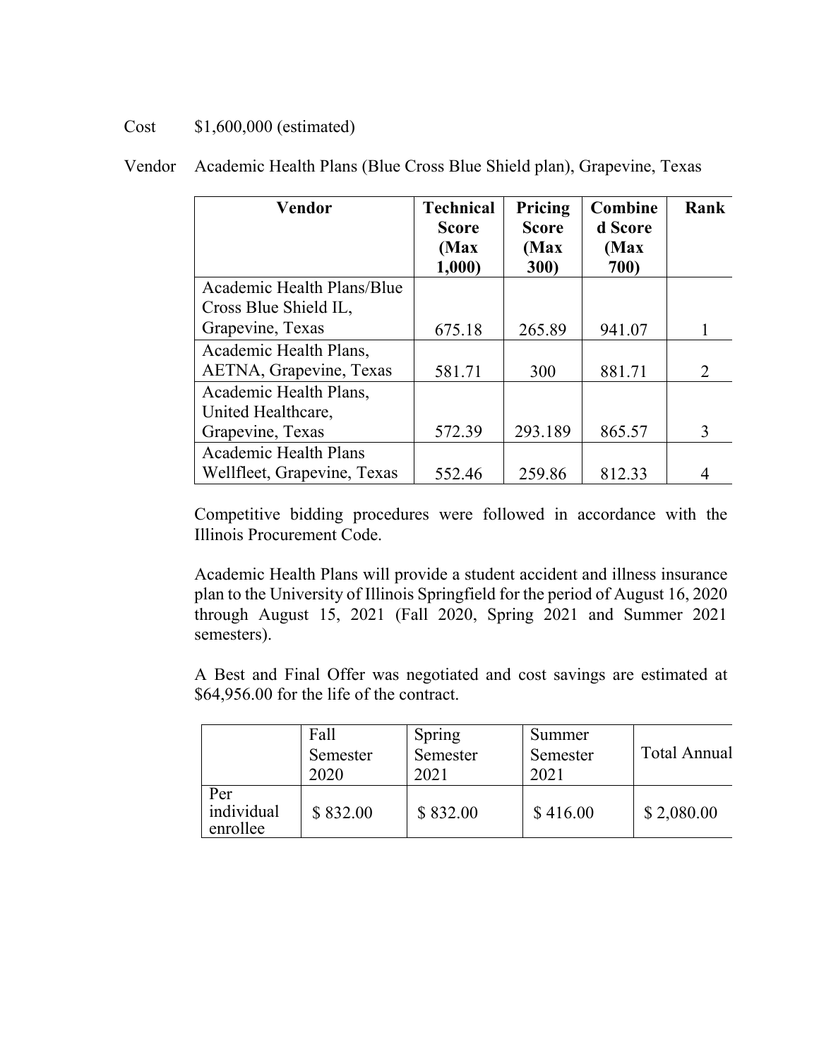Cost $1,600,000 (estimated)

Vendor Academic Health Plans (Blue Cross Blue Shield plan), Grapevine, Texas

| Vendor | Technical Score (Max 1,000) | Pricing Score (Max 300) | Combined Score (Max 700) | Rank |
|---|---|---|---|---|
| Academic Health Plans/Blue Cross Blue Shield IL, Grapevine, Texas | 675.18 | 265.89 | 941.07 | 1 |
| Academic Health Plans, AETNA, Grapevine, Texas | 581.71 | 300 | 881.71 | 2 |
| Academic Health Plans, United Healthcare, Grapevine, Texas | 572.39 | 293.189 | 865.57 | 3 |
| Academic Health Plans Wellfleet, Grapevine, Texas | 552.46 | 259.86 | 812.33 | 4 |

Competitive bidding procedures were followed in accordance with the Illinois Procurement Code.

Academic Health Plans will provide a student accident and illness insurance plan to the University of Illinois Springfield for the period of August 16, 2020 through August 15, 2021 (Fall 2020, Spring 2021 and Summer 2021 semesters).

A Best and Final Offer was negotiated and cost savings are estimated at $64,956.00 for the life of the contract.

| | Fall Semester 2020 | Spring Semester 2021 | Summer Semester 2021 | Total Annual |
|---|---|---|---|---|
| Per individual enrollee | $ 832.00 | $ 832.00 | $ 416.00 | $ 2,080.00 |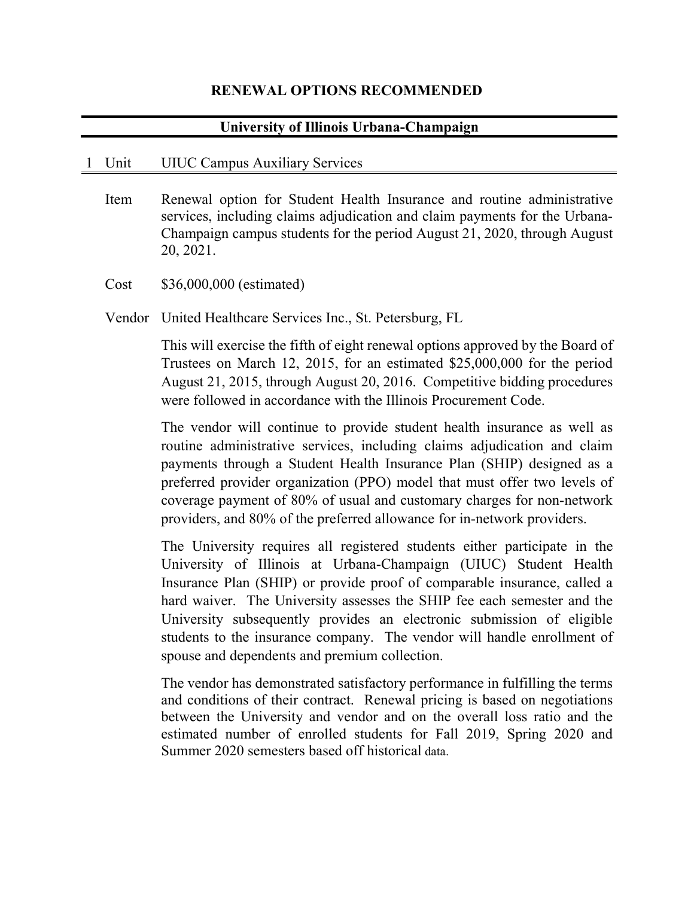## RENEWAL OPTIONS RECOMMENDED

### University of Illinois Urbana-Champaign

1 Unit UIUC Campus Auxiliary Services

Item Renewal option for Student Health Insurance and routine administrative services, including claims adjudication and claim payments for the Urbana-Champaign campus students for the period August 21, 2020, through August 20, 2021.

Cost $36,000,000 (estimated)

Vendor United Healthcare Services Inc., St. Petersburg, FL

This will exercise the fifth of eight renewal options approved by the Board of Trustees on March 12, 2015, for an estimated $25,000,000 for the period August 21, 2015, through August 20, 2016. Competitive bidding procedures were followed in accordance with the Illinois Procurement Code.

The vendor will continue to provide student health insurance as well as routine administrative services, including claims adjudication and claim payments through a Student Health Insurance Plan (SHIP) designed as a preferred provider organization (PPO) model that must offer two levels of coverage payment of 80% of usual and customary charges for non-network providers, and 80% of the preferred allowance for in-network providers.

The University requires all registered students either participate in the University of Illinois at Urbana-Champaign (UIUC) Student Health Insurance Plan (SHIP) or provide proof of comparable insurance, called a hard waiver. The University assesses the SHIP fee each semester and the University subsequently provides an electronic submission of eligible students to the insurance company. The vendor will handle enrollment of spouse and dependents and premium collection.

The vendor has demonstrated satisfactory performance in fulfilling the terms and conditions of their contract. Renewal pricing is based on negotiations between the University and vendor and on the overall loss ratio and the estimated number of enrolled students for Fall 2019, Spring 2020 and Summer 2020 semesters based off historical data.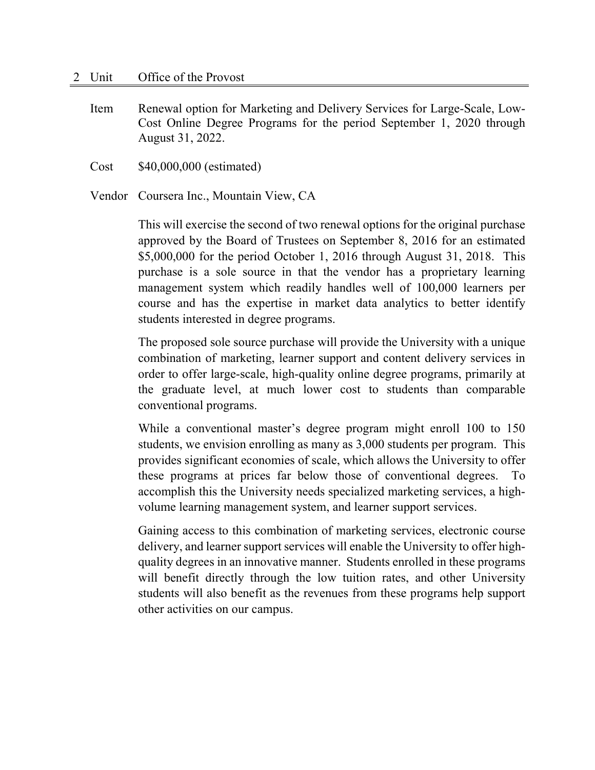2 Unit Office of the Provost

Item Renewal option for Marketing and Delivery Services for Large-Scale, Low-Cost Online Degree Programs for the period September 1, 2020 through August 31, 2022.

Cost $40,000,000 (estimated)

Vendor Coursera Inc., Mountain View, CA

This will exercise the second of two renewal options for the original purchase approved by the Board of Trustees on September 8, 2016 for an estimated $5,000,000 for the period October 1, 2016 through August 31, 2018. This purchase is a sole source in that the vendor has a proprietary learning management system which readily handles well of 100,000 learners per course and has the expertise in market data analytics to better identify students interested in degree programs.

The proposed sole source purchase will provide the University with a unique combination of marketing, learner support and content delivery services in order to offer large-scale, high-quality online degree programs, primarily at the graduate level, at much lower cost to students than comparable conventional programs.

While a conventional master's degree program might enroll 100 to 150 students, we envision enrolling as many as 3,000 students per program. This provides significant economies of scale, which allows the University to offer these programs at prices far below those of conventional degrees. To accomplish this the University needs specialized marketing services, a high-volume learning management system, and learner support services.

Gaining access to this combination of marketing services, electronic course delivery, and learner support services will enable the University to offer high-quality degrees in an innovative manner. Students enrolled in these programs will benefit directly through the low tuition rates, and other University students will also benefit as the revenues from these programs help support other activities on our campus.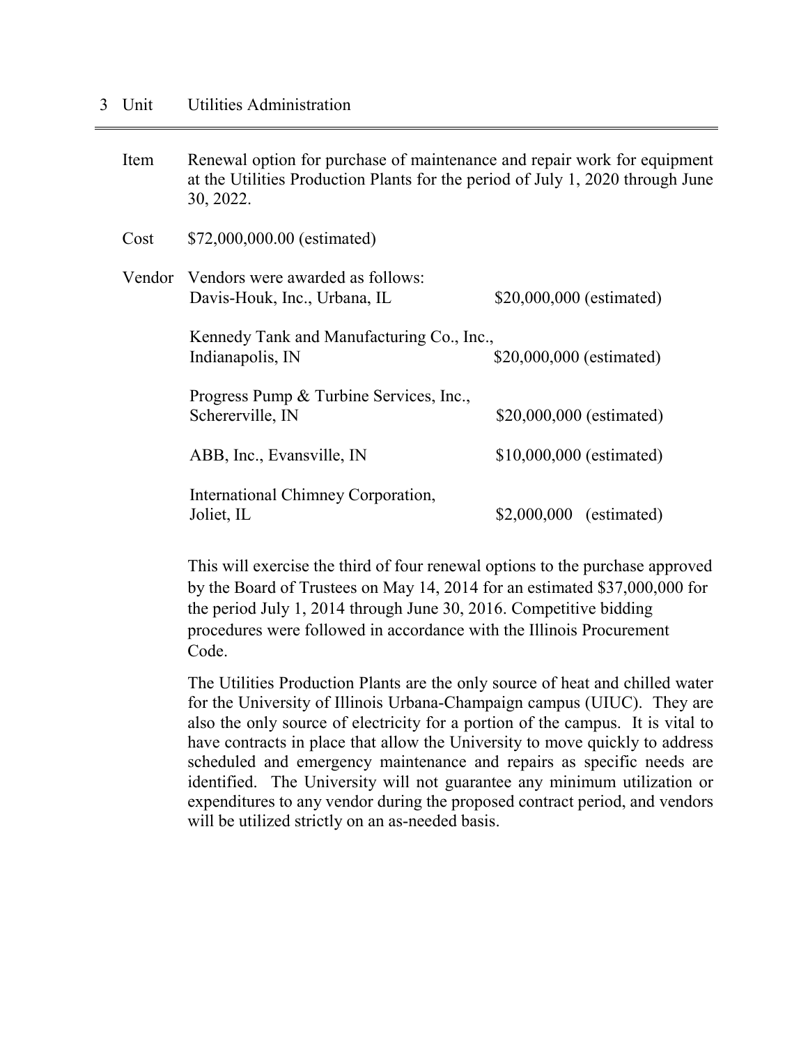3 Unit Utilities Administration

---

**Item** Renewal option for purchase of maintenance and repair work for equipment at the Utilities Production Plants for the period of July 1, 2020 through June 30, 2022.

**Cost** $72,000,000.00 (estimated)

**Vendor** Vendors were awarded as follows:

| Vendor | Amount |
|---|---|
| Davis-Houk, Inc., Urbana, IL | $20,000,000 (estimated) |
| Kennedy Tank and Manufacturing Co., Inc., Indianapolis, IN | $20,000,000 (estimated) |
| Progress Pump & Turbine Services, Inc., Schererville, IN | $20,000,000 (estimated) |
| ABB, Inc., Evansville, IN | $10,000,000 (estimated) |
| International Chimney Corporation, Joliet, IL | $2,000,000 (estimated) |

This will exercise the third of four renewal options to the purchase approved by the Board of Trustees on May 14, 2014 for an estimated $37,000,000 for the period July 1, 2014 through June 30, 2016. Competitive bidding procedures were followed in accordance with the Illinois Procurement Code.

The Utilities Production Plants are the only source of heat and chilled water for the University of Illinois Urbana-Champaign campus (UIUC). They are also the only source of electricity for a portion of the campus. It is vital to have contracts in place that allow the University to move quickly to address scheduled and emergency maintenance and repairs as specific needs are identified. The University will not guarantee any minimum utilization or expenditures to any vendor during the proposed contract period, and vendors will be utilized strictly on an as-needed basis.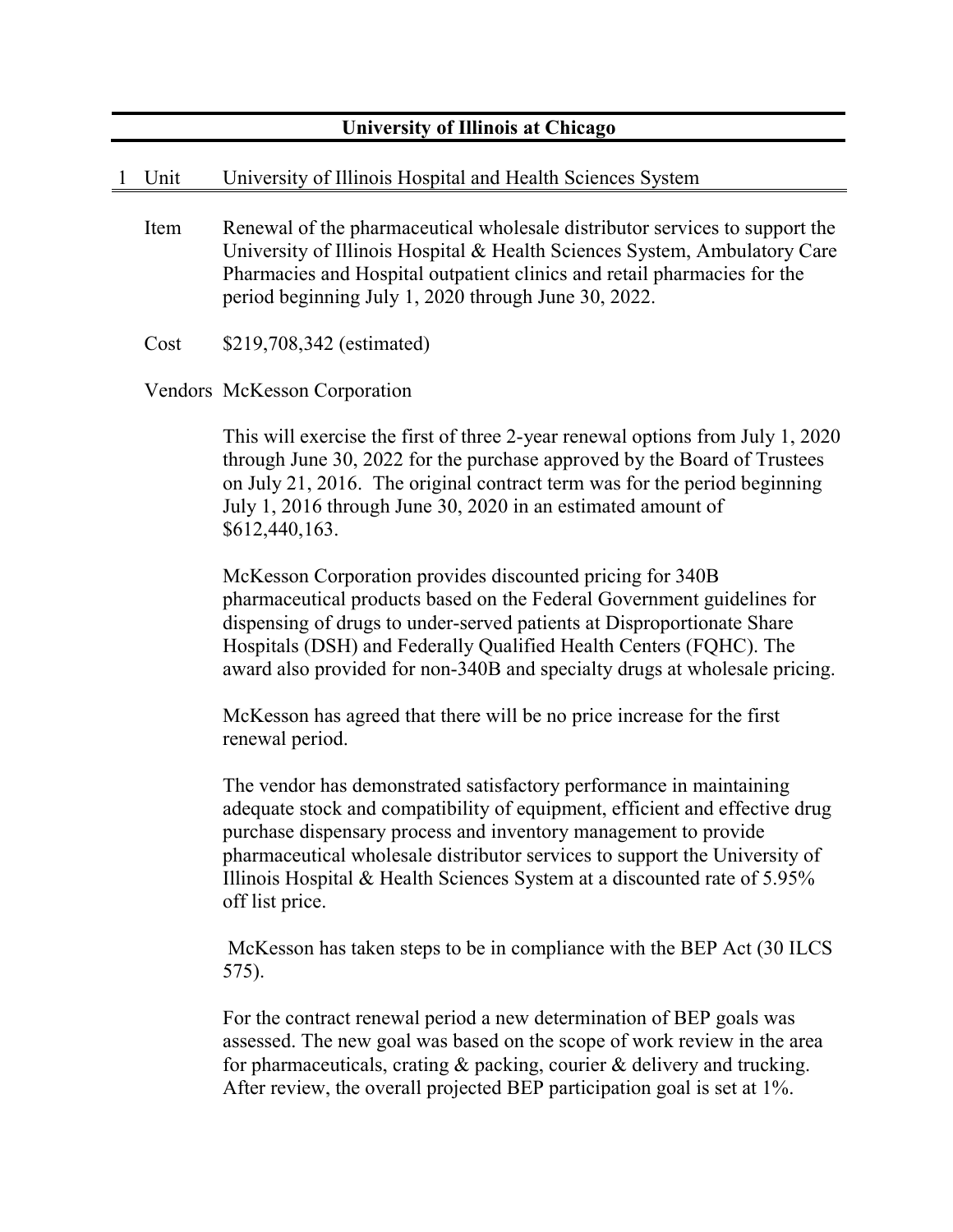## University of Illinois at Chicago

1 Unit University of Illinois Hospital and Health Sciences System

Item Renewal of the pharmaceutical wholesale distributor services to support the University of Illinois Hospital & Health Sciences System, Ambulatory Care Pharmacies and Hospital outpatient clinics and retail pharmacies for the period beginning July 1, 2020 through June 30, 2022.

Cost $219,708,342 (estimated)

Vendors McKesson Corporation

This will exercise the first of three 2-year renewal options from July 1, 2020 through June 30, 2022 for the purchase approved by the Board of Trustees on July 21, 2016. The original contract term was for the period beginning July 1, 2016 through June 30, 2020 in an estimated amount of $612,440,163.

McKesson Corporation provides discounted pricing for 340B pharmaceutical products based on the Federal Government guidelines for dispensing of drugs to under-served patients at Disproportionate Share Hospitals (DSH) and Federally Qualified Health Centers (FQHC). The award also provided for non-340B and specialty drugs at wholesale pricing.

McKesson has agreed that there will be no price increase for the first renewal period.

The vendor has demonstrated satisfactory performance in maintaining adequate stock and compatibility of equipment, efficient and effective drug purchase dispensary process and inventory management to provide pharmaceutical wholesale distributor services to support the University of Illinois Hospital & Health Sciences System at a discounted rate of 5.95% off list price.

McKesson has taken steps to be in compliance with the BEP Act (30 ILCS 575).

For the contract renewal period a new determination of BEP goals was assessed. The new goal was based on the scope of work review in the area for pharmaceuticals, crating & packing, courier & delivery and trucking. After review, the overall projected BEP participation goal is set at 1%.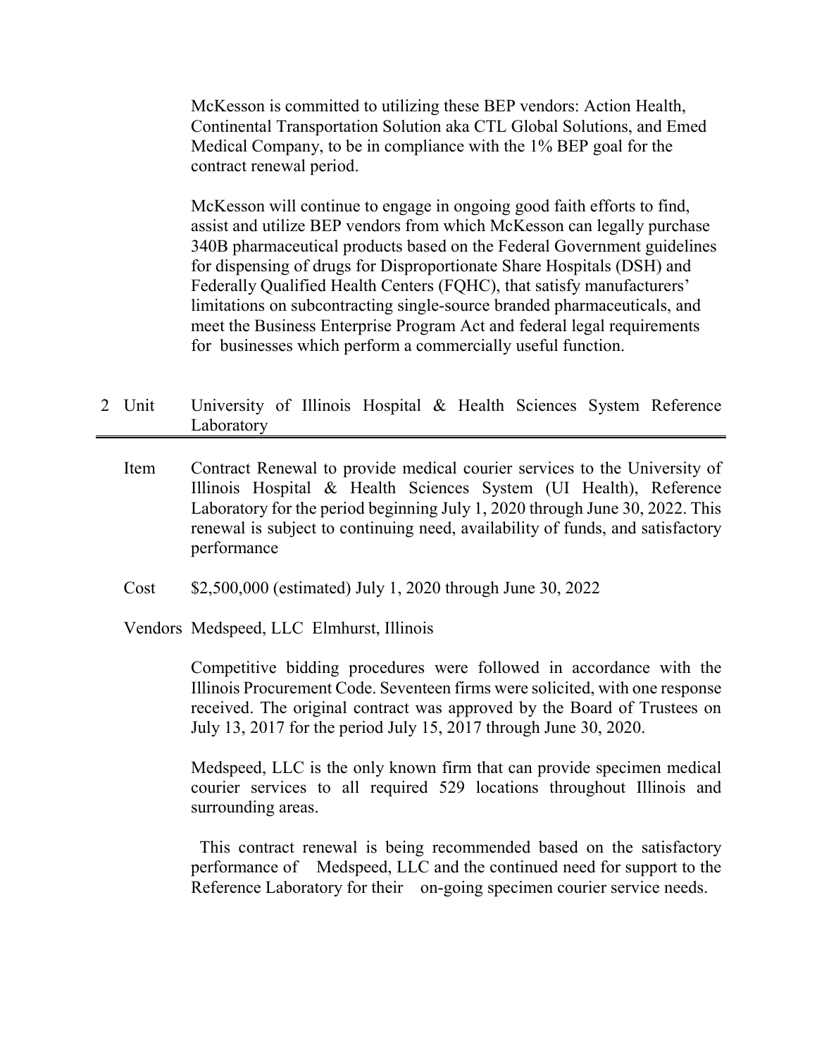McKesson is committed to utilizing these BEP vendors: Action Health, Continental Transportation Solution aka CTL Global Solutions, and Emed Medical Company, to be in compliance with the 1% BEP goal for the contract renewal period.

McKesson will continue to engage in ongoing good faith efforts to find, assist and utilize BEP vendors from which McKesson can legally purchase 340B pharmaceutical products based on the Federal Government guidelines for dispensing of drugs for Disproportionate Share Hospitals (DSH) and Federally Qualified Health Centers (FQHC), that satisfy manufacturers' limitations on subcontracting single-source branded pharmaceuticals, and meet the Business Enterprise Program Act and federal legal requirements for businesses which perform a commercially useful function.

2 Unit University of Illinois Hospital & Health Sciences System Reference Laboratory

---

Item Contract Renewal to provide medical courier services to the University of Illinois Hospital & Health Sciences System (UI Health), Reference Laboratory for the period beginning July 1, 2020 through June 30, 2022. This renewal is subject to continuing need, availability of funds, and satisfactory performance

Cost $2,500,000 (estimated) July 1, 2020 through June 30, 2022

Vendors Medspeed, LLC Elmhurst, Illinois

Competitive bidding procedures were followed in accordance with the Illinois Procurement Code. Seventeen firms were solicited, with one response received. The original contract was approved by the Board of Trustees on July 13, 2017 for the period July 15, 2017 through June 30, 2020.

Medspeed, LLC is the only known firm that can provide specimen medical courier services to all required 529 locations throughout Illinois and surrounding areas.

This contract renewal is being recommended based on the satisfactory performance of Medspeed, LLC and the continued need for support to the Reference Laboratory for their on-going specimen courier service needs.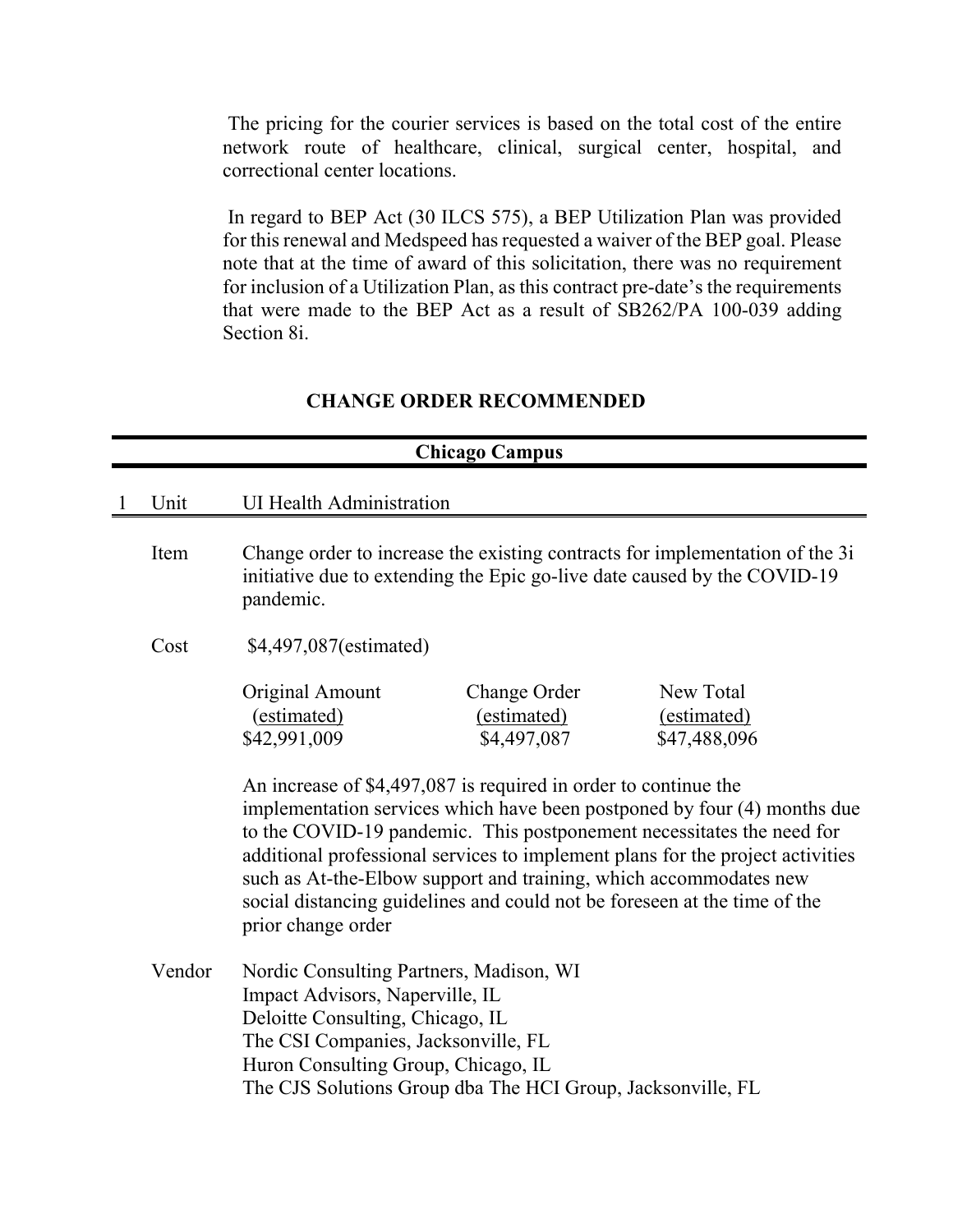The pricing for the courier services is based on the total cost of the entire network route of healthcare, clinical, surgical center, hospital, and correctional center locations.

In regard to BEP Act (30 ILCS 575), a BEP Utilization Plan was provided for this renewal and Medspeed has requested a waiver of the BEP goal. Please note that at the time of award of this solicitation, there was no requirement for inclusion of a Utilization Plan, as this contract pre-date's the requirements that were made to the BEP Act as a result of SB262/PA 100-039 adding Section 8i.

## CHANGE ORDER RECOMMENDED

### Chicago Campus

1 Unit UI Health Administration

**Item** Change order to increase the existing contracts for implementation of the 3i initiative due to extending the Epic go-live date caused by the COVID-19 pandemic.

**Cost** $4,497,087(estimated)

| Original Amount (estimated) | Change Order (estimated) | New Total (estimated) |
|---|---|---|
| $42,991,009 | $4,497,087 | $47,488,096 |

An increase of $4,497,087 is required in order to continue the implementation services which have been postponed by four (4) months due to the COVID-19 pandemic. This postponement necessitates the need for additional professional services to implement plans for the project activities such as At-the-Elbow support and training, which accommodates new social distancing guidelines and could not be foreseen at the time of the prior change order

**Vendor** Nordic Consulting Partners, Madison, WI
Impact Advisors, Naperville, IL
Deloitte Consulting, Chicago, IL
The CSI Companies, Jacksonville, FL
Huron Consulting Group, Chicago, IL
The CJS Solutions Group dba The HCI Group, Jacksonville, FL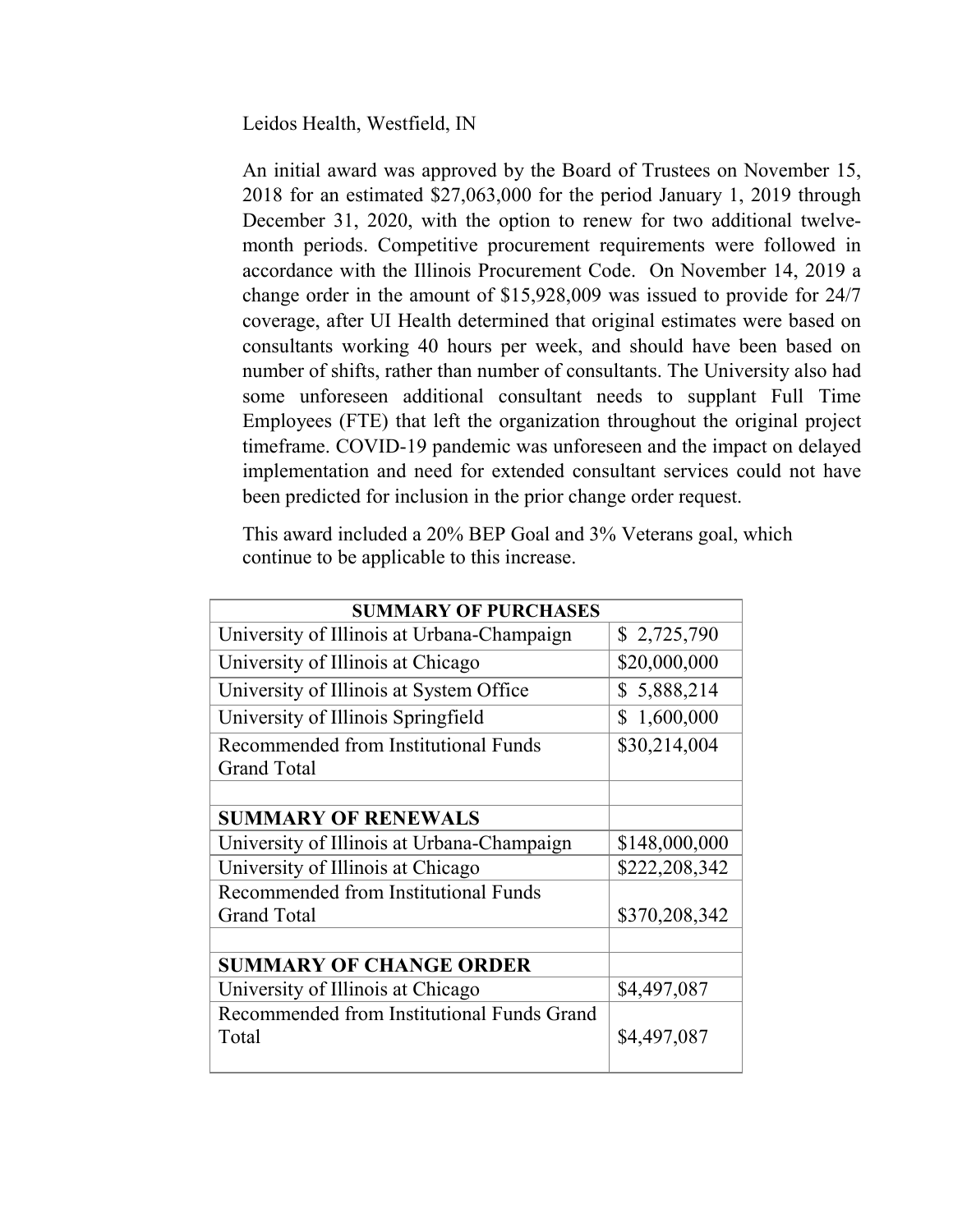Leidos Health, Westfield, IN

An initial award was approved by the Board of Trustees on November 15, 2018 for an estimated $27,063,000 for the period January 1, 2019 through December 31, 2020, with the option to renew for two additional twelve-month periods. Competitive procurement requirements were followed in accordance with the Illinois Procurement Code. On November 14, 2019 a change order in the amount of $15,928,009 was issued to provide for 24/7 coverage, after UI Health determined that original estimates were based on consultants working 40 hours per week, and should have been based on number of shifts, rather than number of consultants. The University also had some unforeseen additional consultant needs to supplant Full Time Employees (FTE) that left the organization throughout the original project timeframe. COVID-19 pandemic was unforeseen and the impact on delayed implementation and need for extended consultant services could not have been predicted for inclusion in the prior change order request.

This award included a 20% BEP Goal and 3% Veterans goal, which continue to be applicable to this increase.

| **SUMMARY OF PURCHASES** | |
|---|---|
| University of Illinois at Urbana-Champaign | $ 2,725,790 |
| University of Illinois at Chicago | $20,000,000 |
| University of Illinois at System Office | $ 5,888,214 |
| University of Illinois Springfield | $ 1,600,000 |
| Recommended from Institutional Funds Grand Total | $30,214,004 |
| | |
| **SUMMARY OF RENEWALS** | |
| University of Illinois at Urbana-Champaign | $148,000,000 |
| University of Illinois at Chicago | $222,208,342 |
| Recommended from Institutional Funds Grand Total | $370,208,342 |
| | |
| **SUMMARY OF CHANGE ORDER** | |
| University of Illinois at Chicago | $4,497,087 |
| Recommended from Institutional Funds Grand Total | $4,497,087 |